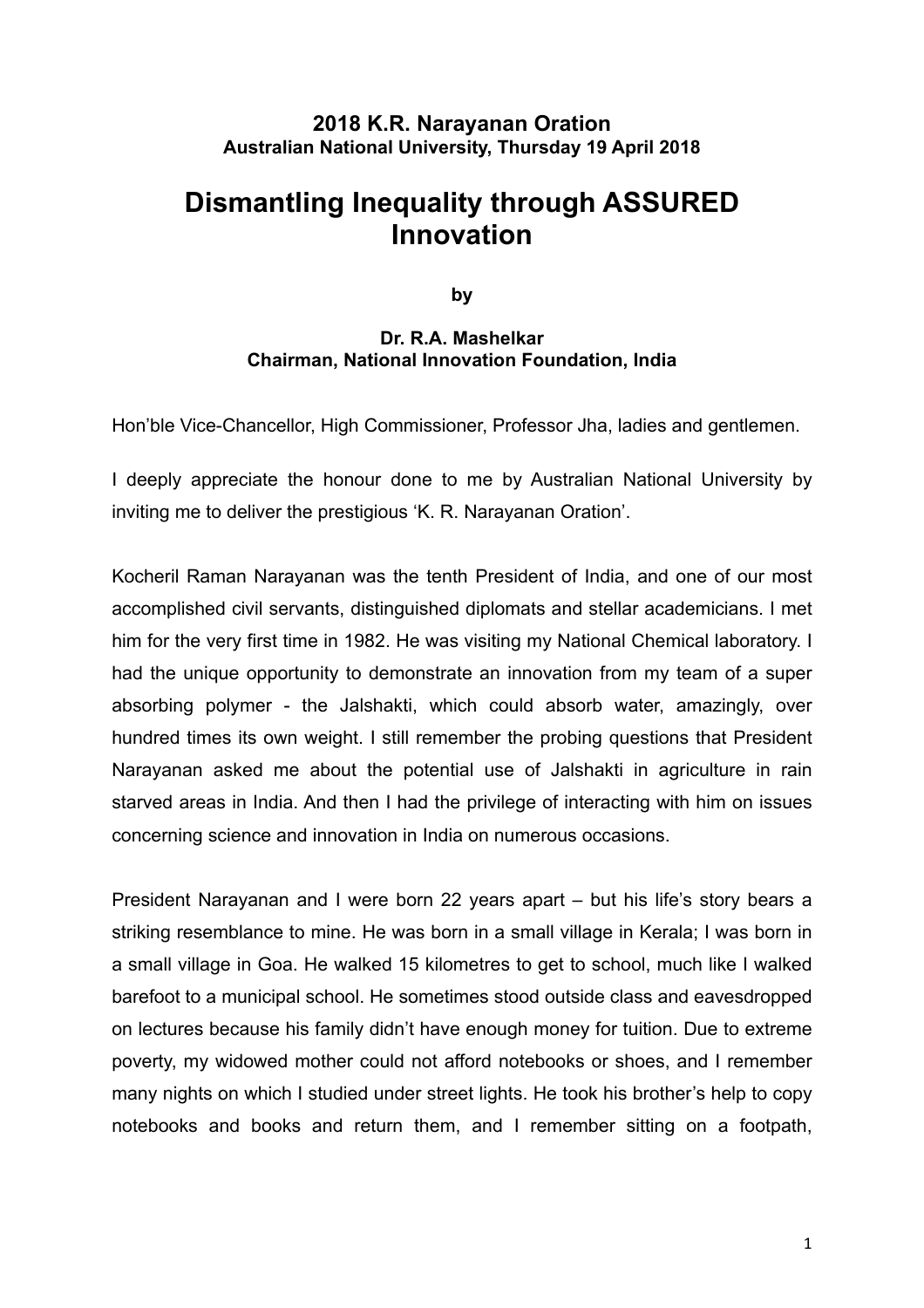**2018 K.R. Narayanan Oration**
**Australian National University, Thursday 19 April 2018**

# Dismantling Inequality through ASSURED Innovation

**by**

**Dr. R.A. Mashelkar**
**Chairman, National Innovation Foundation, India**

Hon'ble Vice-Chancellor, High Commissioner, Professor Jha, ladies and gentlemen.

I deeply appreciate the honour done to me by Australian National University by inviting me to deliver the prestigious 'K. R. Narayanan Oration'.

Kocheril Raman Narayanan was the tenth President of India, and one of our most accomplished civil servants, distinguished diplomats and stellar academicians. I met him for the very first time in 1982. He was visiting my National Chemical laboratory. I had the unique opportunity to demonstrate an innovation from my team of a super absorbing polymer - the Jalshakti, which could absorb water, amazingly, over hundred times its own weight. I still remember the probing questions that President Narayanan asked me about the potential use of Jalshakti in agriculture in rain starved areas in India. And then I had the privilege of interacting with him on issues concerning science and innovation in India on numerous occasions.

President Narayanan and I were born 22 years apart – but his life's story bears a striking resemblance to mine. He was born in a small village in Kerala; I was born in a small village in Goa. He walked 15 kilometres to get to school, much like I walked barefoot to a municipal school. He sometimes stood outside class and eavesdropped on lectures because his family didn't have enough money for tuition. Due to extreme poverty, my widowed mother could not afford notebooks or shoes, and I remember many nights on which I studied under street lights. He took his brother's help to copy notebooks and books and return them, and I remember sitting on a footpath,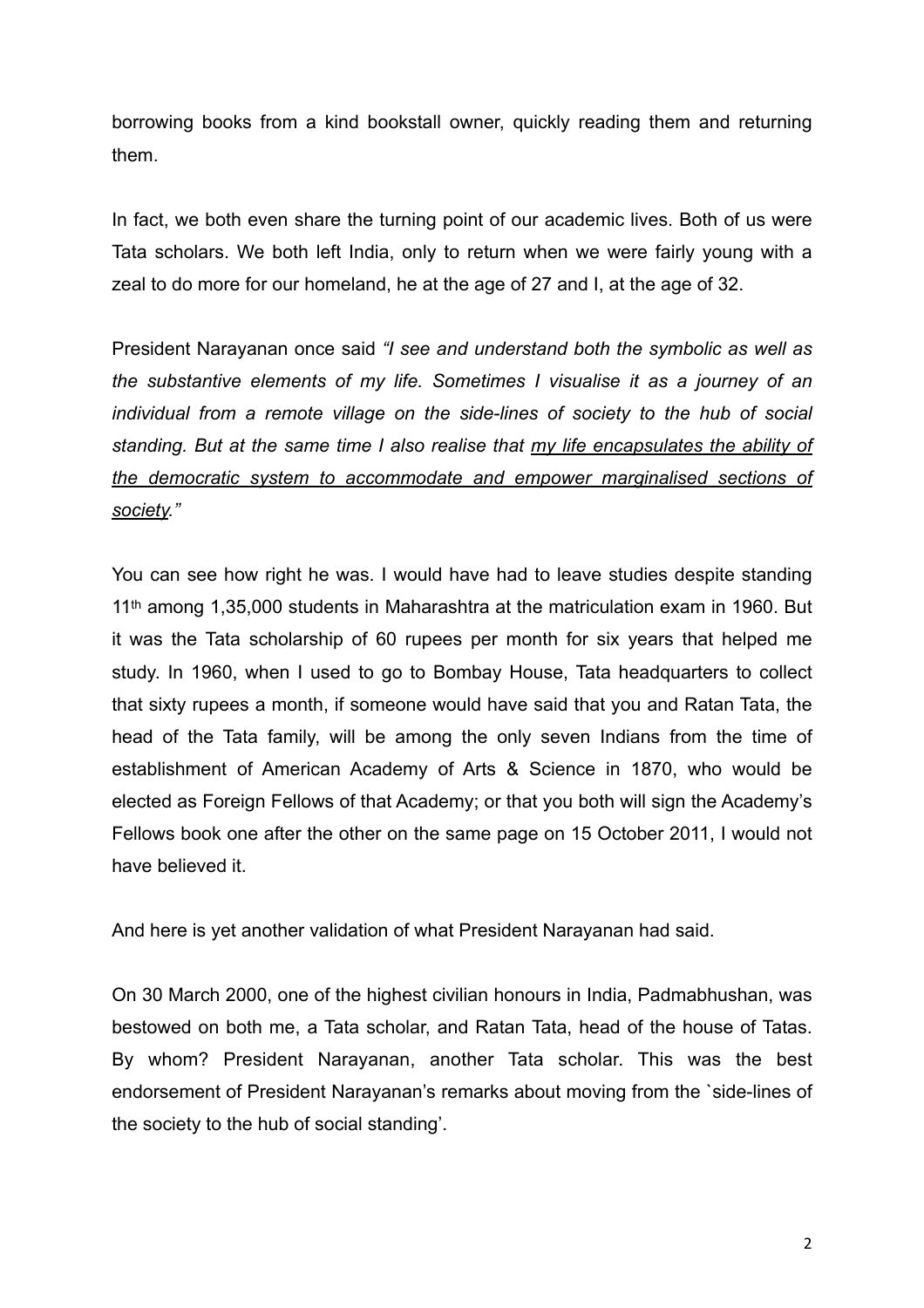borrowing books from a kind bookstall owner, quickly reading them and returning them.

In fact, we both even share the turning point of our academic lives. Both of us were Tata scholars. We both left India, only to return when we were fairly young with a zeal to do more for our homeland, he at the age of 27 and I, at the age of 32.

President Narayanan once said *"I see and understand both the symbolic as well as the substantive elements of my life. Sometimes I visualise it as a journey of an individual from a remote village on the side-lines of society to the hub of social standing. But at the same time I also realise that <u>my life encapsulates the ability of the democratic system to accommodate and empower marginalised sections of society</u>."*

You can see how right he was. I would have had to leave studies despite standing 11th among 1,35,000 students in Maharashtra at the matriculation exam in 1960. But it was the Tata scholarship of 60 rupees per month for six years that helped me study. In 1960, when I used to go to Bombay House, Tata headquarters to collect that sixty rupees a month, if someone would have said that you and Ratan Tata, the head of the Tata family, will be among the only seven Indians from the time of establishment of American Academy of Arts & Science in 1870, who would be elected as Foreign Fellows of that Academy; or that you both will sign the Academy's Fellows book one after the other on the same page on 15 October 2011, I would not have believed it.

And here is yet another validation of what President Narayanan had said.

On 30 March 2000, one of the highest civilian honours in India, Padmabhushan, was bestowed on both me, a Tata scholar, and Ratan Tata, head of the house of Tatas. By whom? President Narayanan, another Tata scholar. This was the best endorsement of President Narayanan's remarks about moving from the `side-lines of the society to the hub of social standing'.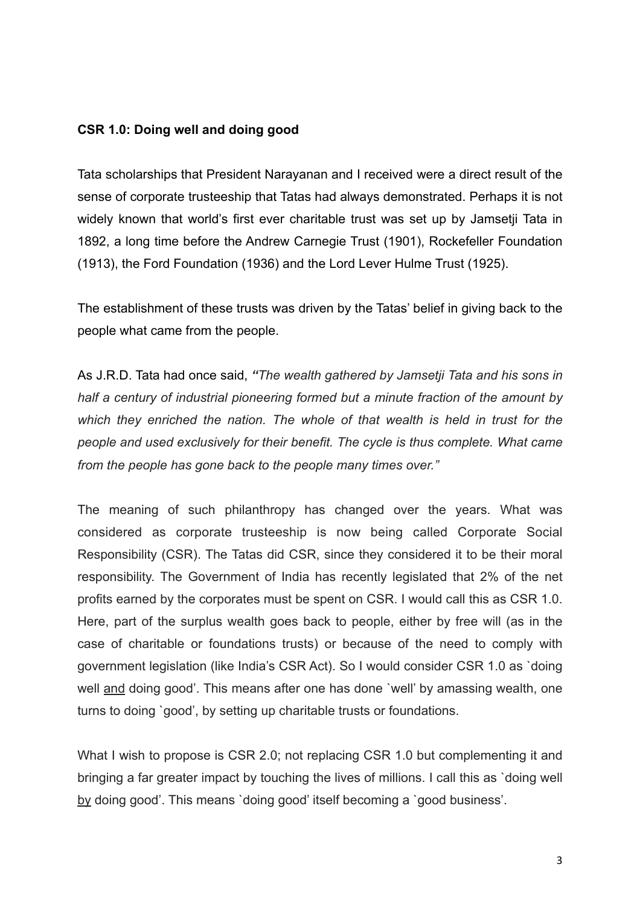**CSR 1.0: Doing well and doing good**

Tata scholarships that President Narayanan and I received were a direct result of the sense of corporate trusteeship that Tatas had always demonstrated. Perhaps it is not widely known that world's first ever charitable trust was set up by Jamsetji Tata in 1892, a long time before the Andrew Carnegie Trust (1901), Rockefeller Foundation (1913), the Ford Foundation (1936) and the Lord Lever Hulme Trust (1925).

The establishment of these trusts was driven by the Tatas' belief in giving back to the people what came from the people.

As J.R.D. Tata had once said, ***"****The wealth gathered by Jamsetji Tata and his sons in half a century of industrial pioneering formed but a minute fraction of the amount by which they enriched the nation. The whole of that wealth is held in trust for the people and used exclusively for their benefit. The cycle is thus complete. What came from the people has gone back to the people many times over."*

The meaning of such philanthropy has changed over the years. What was considered as corporate trusteeship is now being called Corporate Social Responsibility (CSR). The Tatas did CSR, since they considered it to be their moral responsibility. The Government of India has recently legislated that 2% of the net profits earned by the corporates must be spent on CSR. I would call this as CSR 1.0. Here, part of the surplus wealth goes back to people, either by free will (as in the case of charitable or foundations trusts) or because of the need to comply with government legislation (like India's CSR Act). So I would consider CSR 1.0 as `doing well <u>and</u> doing good'. This means after one has done `well' by amassing wealth, one turns to doing `good', by setting up charitable trusts or foundations.

What I wish to propose is CSR 2.0; not replacing CSR 1.0 but complementing it and bringing a far greater impact by touching the lives of millions. I call this as `doing well <u>by</u> doing good'. This means `doing good' itself becoming a `good business'.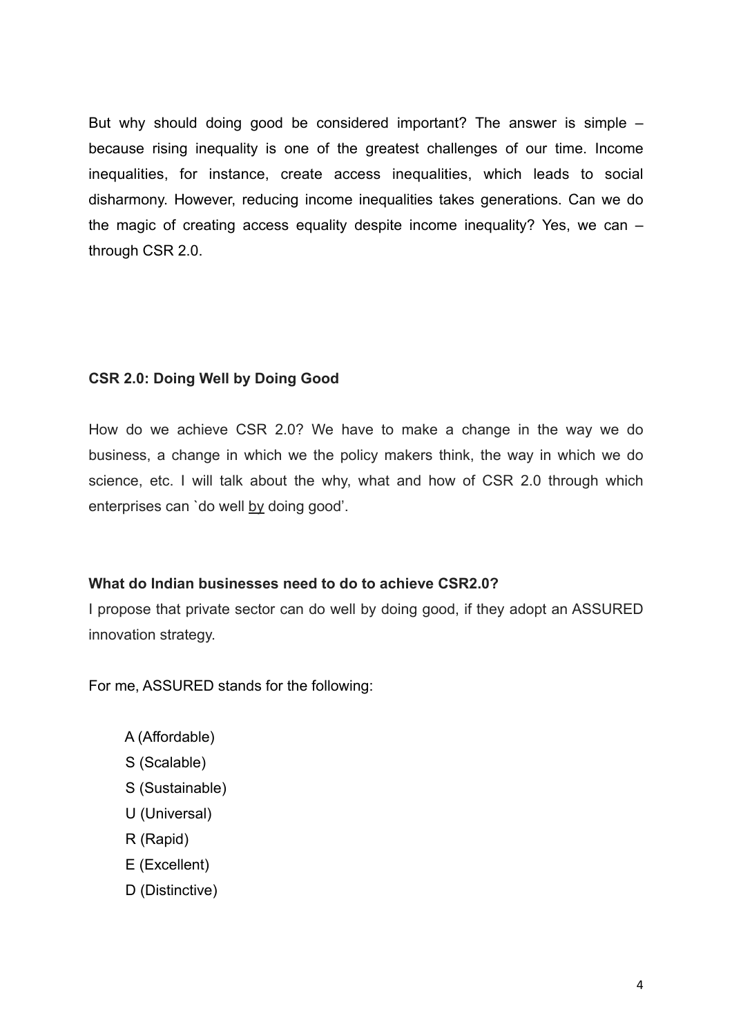But why should doing good be considered important? The answer is simple – because rising inequality is one of the greatest challenges of our time. Income inequalities, for instance, create access inequalities, which leads to social disharmony. However, reducing income inequalities takes generations. Can we do the magic of creating access equality despite income inequality? Yes, we can – through CSR 2.0.

**CSR 2.0: Doing Well by Doing Good**

How do we achieve CSR 2.0? We have to make a change in the way we do business, a change in which we the policy makers think, the way in which we do science, etc. I will talk about the why, what and how of CSR 2.0 through which enterprises can `do well by doing good'.

**What do Indian businesses need to do to achieve CSR2.0?**

I propose that private sector can do well by doing good, if they adopt an ASSURED innovation strategy.

For me, ASSURED stands for the following:

A (Affordable)
S (Scalable)
S (Sustainable)
U (Universal)
R (Rapid)
E (Excellent)
D (Distinctive)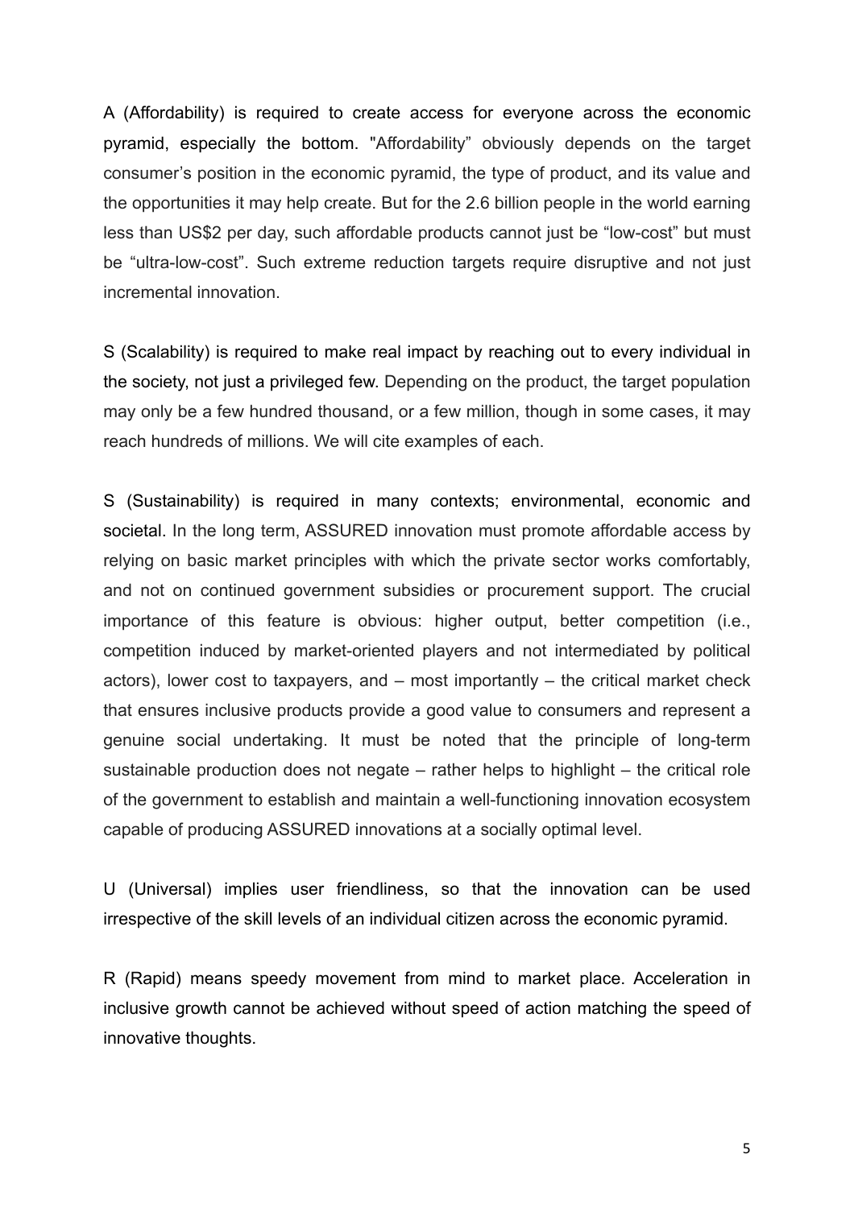A (Affordability) is required to create access for everyone across the economic pyramid, especially the bottom. "Affordability" obviously depends on the target consumer's position in the economic pyramid, the type of product, and its value and the opportunities it may help create. But for the 2.6 billion people in the world earning less than US$2 per day, such affordable products cannot just be "low-cost" but must be "ultra-low-cost". Such extreme reduction targets require disruptive and not just incremental innovation.

S (Scalability) is required to make real impact by reaching out to every individual in the society, not just a privileged few. Depending on the product, the target population may only be a few hundred thousand, or a few million, though in some cases, it may reach hundreds of millions. We will cite examples of each.

S (Sustainability) is required in many contexts; environmental, economic and societal. In the long term, ASSURED innovation must promote affordable access by relying on basic market principles with which the private sector works comfortably, and not on continued government subsidies or procurement support. The crucial importance of this feature is obvious: higher output, better competition (i.e., competition induced by market-oriented players and not intermediated by political actors), lower cost to taxpayers, and – most importantly – the critical market check that ensures inclusive products provide a good value to consumers and represent a genuine social undertaking. It must be noted that the principle of long-term sustainable production does not negate – rather helps to highlight – the critical role of the government to establish and maintain a well-functioning innovation ecosystem capable of producing ASSURED innovations at a socially optimal level.

U (Universal) implies user friendliness, so that the innovation can be used irrespective of the skill levels of an individual citizen across the economic pyramid.

R (Rapid) means speedy movement from mind to market place. Acceleration in inclusive growth cannot be achieved without speed of action matching the speed of innovative thoughts.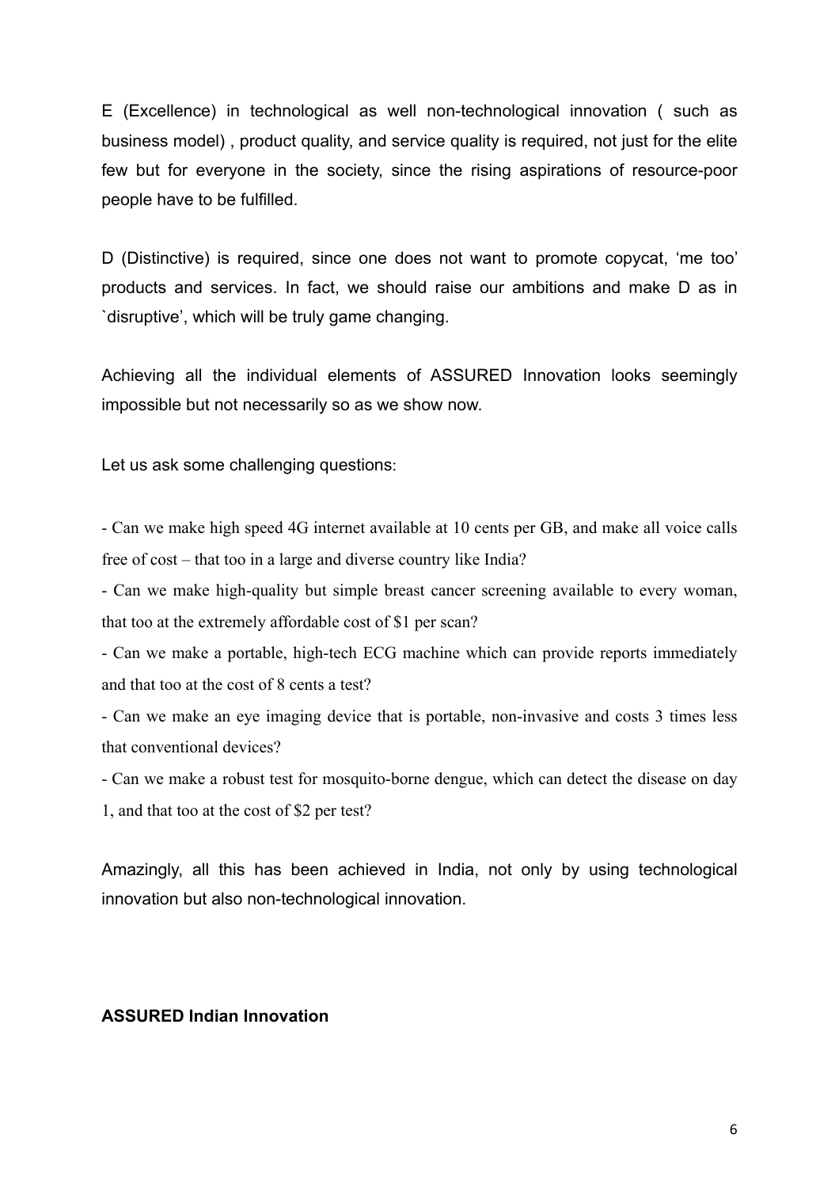E (Excellence) in technological as well non-technological innovation ( such as business model) , product quality, and service quality is required, not just for the elite few but for everyone in the society, since the rising aspirations of resource-poor people have to be fulfilled.

D (Distinctive) is required, since one does not want to promote copycat, 'me too' products and services. In fact, we should raise our ambitions and make D as in `disruptive', which will be truly game changing.

Achieving all the individual elements of ASSURED Innovation looks seemingly impossible but not necessarily so as we show now.

Let us ask some challenging questions:

- Can we make high speed 4G internet available at 10 cents per GB, and make all voice calls free of cost – that too in a large and diverse country like India?
- Can we make high-quality but simple breast cancer screening available to every woman, that too at the extremely affordable cost of $1 per scan?
- Can we make a portable, high-tech ECG machine which can provide reports immediately and that too at the cost of 8 cents a test?
- Can we make an eye imaging device that is portable, non-invasive and costs 3 times less that conventional devices?
- Can we make a robust test for mosquito-borne dengue, which can detect the disease on day 1, and that too at the cost of $2 per test?

Amazingly, all this has been achieved in India, not only by using technological innovation but also non-technological innovation.

**ASSURED Indian Innovation**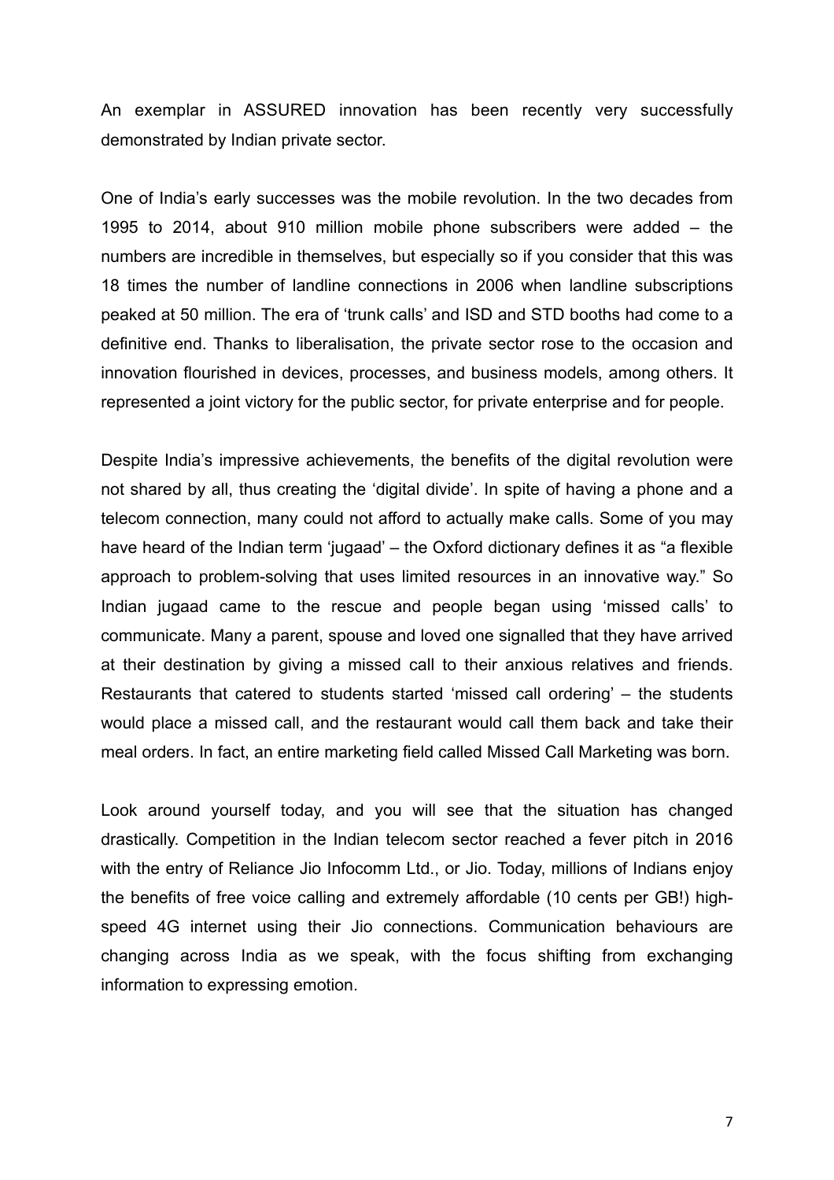An exemplar in ASSURED innovation has been recently very successfully demonstrated by Indian private sector.

One of India's early successes was the mobile revolution. In the two decades from 1995 to 2014, about 910 million mobile phone subscribers were added – the numbers are incredible in themselves, but especially so if you consider that this was 18 times the number of landline connections in 2006 when landline subscriptions peaked at 50 million. The era of 'trunk calls' and ISD and STD booths had come to a definitive end. Thanks to liberalisation, the private sector rose to the occasion and innovation flourished in devices, processes, and business models, among others. It represented a joint victory for the public sector, for private enterprise and for people.

Despite India's impressive achievements, the benefits of the digital revolution were not shared by all, thus creating the 'digital divide'. In spite of having a phone and a telecom connection, many could not afford to actually make calls. Some of you may have heard of the Indian term 'jugaad' – the Oxford dictionary defines it as "a flexible approach to problem-solving that uses limited resources in an innovative way." So Indian jugaad came to the rescue and people began using 'missed calls' to communicate. Many a parent, spouse and loved one signalled that they have arrived at their destination by giving a missed call to their anxious relatives and friends. Restaurants that catered to students started 'missed call ordering' – the students would place a missed call, and the restaurant would call them back and take their meal orders. In fact, an entire marketing field called Missed Call Marketing was born.

Look around yourself today, and you will see that the situation has changed drastically. Competition in the Indian telecom sector reached a fever pitch in 2016 with the entry of Reliance Jio Infocomm Ltd., or Jio. Today, millions of Indians enjoy the benefits of free voice calling and extremely affordable (10 cents per GB!) high-speed 4G internet using their Jio connections. Communication behaviours are changing across India as we speak, with the focus shifting from exchanging information to expressing emotion.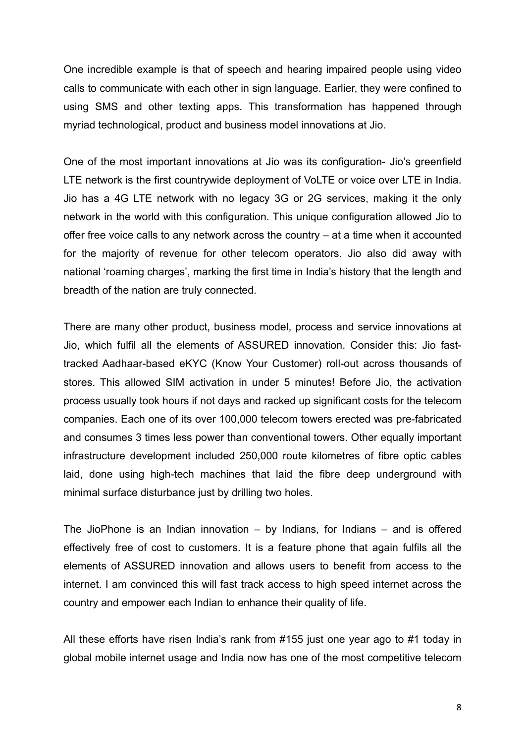One incredible example is that of speech and hearing impaired people using video calls to communicate with each other in sign language. Earlier, they were confined to using SMS and other texting apps. This transformation has happened through myriad technological, product and business model innovations at Jio.

One of the most important innovations at Jio was its configuration- Jio's greenfield LTE network is the first countrywide deployment of VoLTE or voice over LTE in India. Jio has a 4G LTE network with no legacy 3G or 2G services, making it the only network in the world with this configuration. This unique configuration allowed Jio to offer free voice calls to any network across the country – at a time when it accounted for the majority of revenue for other telecom operators. Jio also did away with national 'roaming charges', marking the first time in India's history that the length and breadth of the nation are truly connected.

There are many other product, business model, process and service innovations at Jio, which fulfil all the elements of ASSURED innovation. Consider this: Jio fast-tracked Aadhaar-based eKYC (Know Your Customer) roll-out across thousands of stores. This allowed SIM activation in under 5 minutes! Before Jio, the activation process usually took hours if not days and racked up significant costs for the telecom companies. Each one of its over 100,000 telecom towers erected was pre-fabricated and consumes 3 times less power than conventional towers. Other equally important infrastructure development included 250,000 route kilometres of fibre optic cables laid, done using high-tech machines that laid the fibre deep underground with minimal surface disturbance just by drilling two holes.

The JioPhone is an Indian innovation – by Indians, for Indians – and is offered effectively free of cost to customers. It is a feature phone that again fulfils all the elements of ASSURED innovation and allows users to benefit from access to the internet. I am convinced this will fast track access to high speed internet across the country and empower each Indian to enhance their quality of life.

All these efforts have risen India's rank from #155 just one year ago to #1 today in global mobile internet usage and India now has one of the most competitive telecom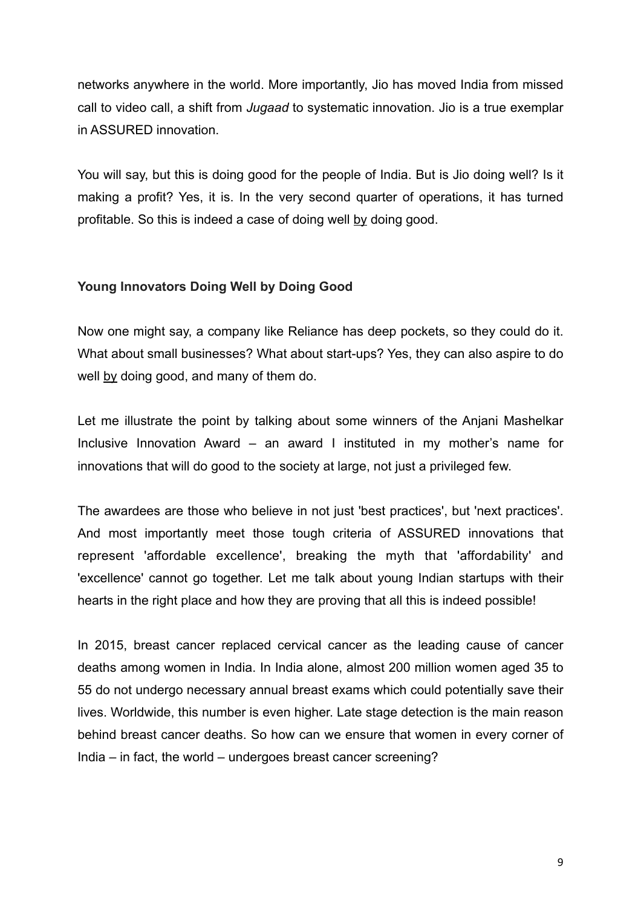networks anywhere in the world. More importantly, Jio has moved India from missed call to video call, a shift from *Jugaad* to systematic innovation. Jio is a true exemplar in ASSURED innovation.

You will say, but this is doing good for the people of India. But is Jio doing well? Is it making a profit? Yes, it is. In the very second quarter of operations, it has turned profitable. So this is indeed a case of doing well <u>by</u> doing good.

**Young Innovators Doing Well by Doing Good**

Now one might say, a company like Reliance has deep pockets, so they could do it. What about small businesses? What about start-ups? Yes, they can also aspire to do well <u>by</u> doing good, and many of them do.

Let me illustrate the point by talking about some winners of the Anjani Mashelkar Inclusive Innovation Award – an award I instituted in my mother's name for innovations that will do good to the society at large, not just a privileged few.

The awardees are those who believe in not just 'best practices', but 'next practices'. And most importantly meet those tough criteria of ASSURED innovations that represent 'affordable excellence', breaking the myth that 'affordability' and 'excellence' cannot go together. Let me talk about young Indian startups with their hearts in the right place and how they are proving that all this is indeed possible!

In 2015, breast cancer replaced cervical cancer as the leading cause of cancer deaths among women in India. In India alone, almost 200 million women aged 35 to 55 do not undergo necessary annual breast exams which could potentially save their lives. Worldwide, this number is even higher. Late stage detection is the main reason behind breast cancer deaths. So how can we ensure that women in every corner of India – in fact, the world – undergoes breast cancer screening?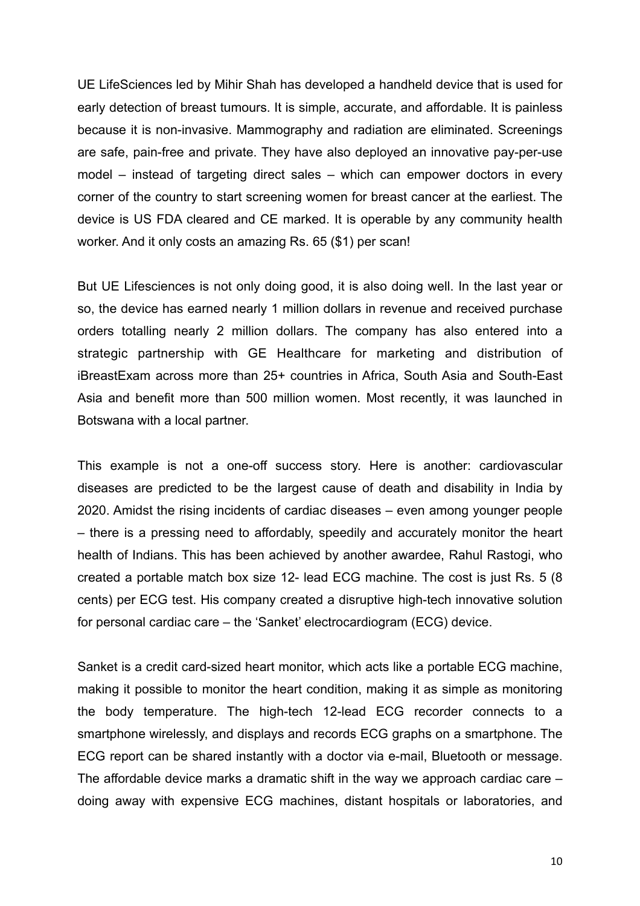UE LifeSciences led by Mihir Shah has developed a handheld device that is used for early detection of breast tumours. It is simple, accurate, and affordable. It is painless because it is non-invasive. Mammography and radiation are eliminated. Screenings are safe, pain-free and private. They have also deployed an innovative pay-per-use model – instead of targeting direct sales – which can empower doctors in every corner of the country to start screening women for breast cancer at the earliest. The device is US FDA cleared and CE marked. It is operable by any community health worker. And it only costs an amazing Rs. 65 ($1) per scan!

But UE Lifesciences is not only doing good, it is also doing well. In the last year or so, the device has earned nearly 1 million dollars in revenue and received purchase orders totalling nearly 2 million dollars. The company has also entered into a strategic partnership with GE Healthcare for marketing and distribution of iBreastExam across more than 25+ countries in Africa, South Asia and South-East Asia and benefit more than 500 million women. Most recently, it was launched in Botswana with a local partner.

This example is not a one-off success story. Here is another: cardiovascular diseases are predicted to be the largest cause of death and disability in India by 2020. Amidst the rising incidents of cardiac diseases – even among younger people – there is a pressing need to affordably, speedily and accurately monitor the heart health of Indians. This has been achieved by another awardee, Rahul Rastogi, who created a portable match box size 12- lead ECG machine. The cost is just Rs. 5 (8 cents) per ECG test. His company created a disruptive high-tech innovative solution for personal cardiac care – the 'Sanket' electrocardiogram (ECG) device.

Sanket is a credit card-sized heart monitor, which acts like a portable ECG machine, making it possible to monitor the heart condition, making it as simple as monitoring the body temperature. The high-tech 12-lead ECG recorder connects to a smartphone wirelessly, and displays and records ECG graphs on a smartphone. The ECG report can be shared instantly with a doctor via e-mail, Bluetooth or message. The affordable device marks a dramatic shift in the way we approach cardiac care – doing away with expensive ECG machines, distant hospitals or laboratories, and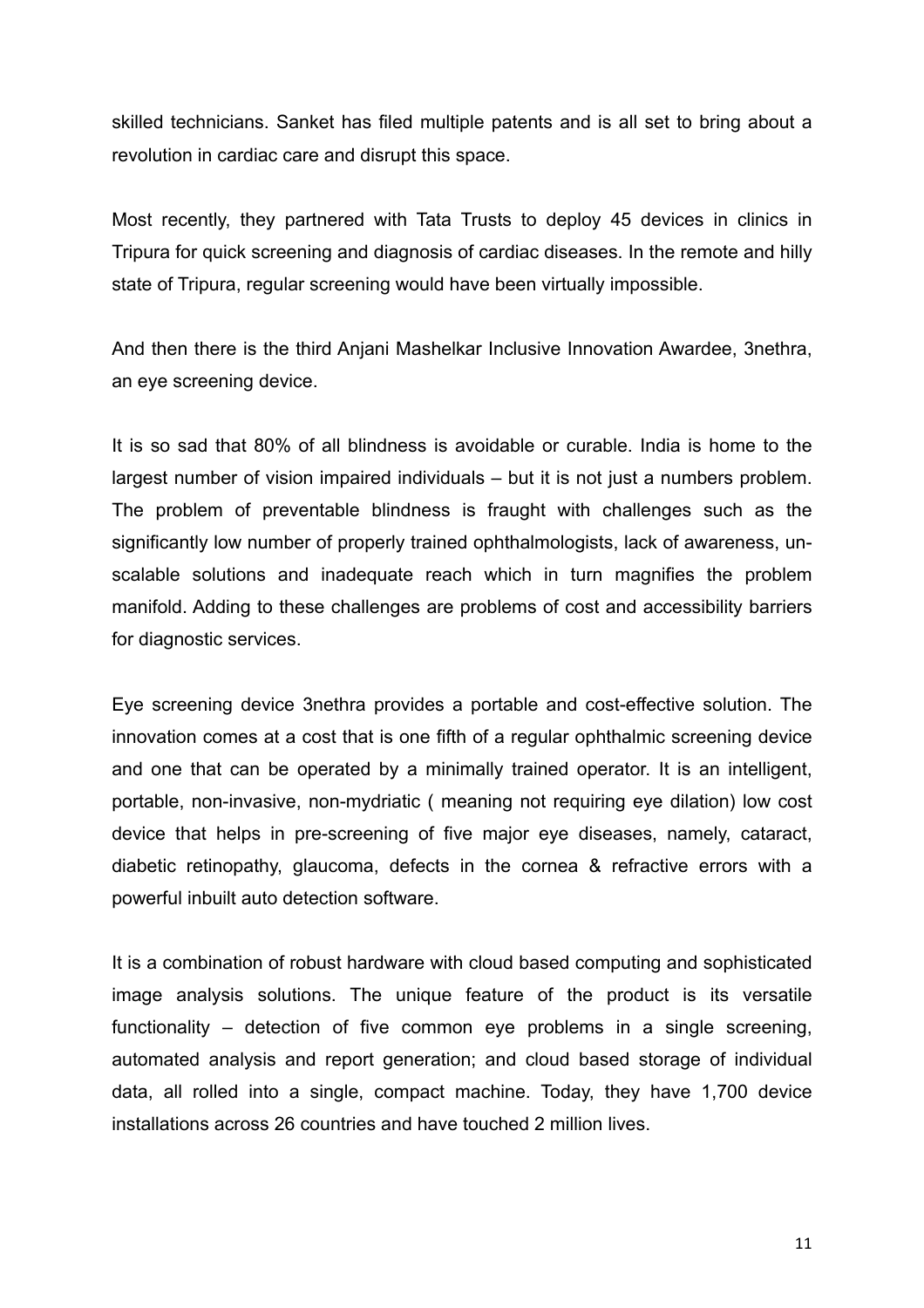skilled technicians. Sanket has filed multiple patents and is all set to bring about a revolution in cardiac care and disrupt this space.

Most recently, they partnered with Tata Trusts to deploy 45 devices in clinics in Tripura for quick screening and diagnosis of cardiac diseases. In the remote and hilly state of Tripura, regular screening would have been virtually impossible.

And then there is the third Anjani Mashelkar Inclusive Innovation Awardee, 3nethra, an eye screening device.

It is so sad that 80% of all blindness is avoidable or curable. India is home to the largest number of vision impaired individuals – but it is not just a numbers problem. The problem of preventable blindness is fraught with challenges such as the significantly low number of properly trained ophthalmologists, lack of awareness, un-scalable solutions and inadequate reach which in turn magnifies the problem manifold. Adding to these challenges are problems of cost and accessibility barriers for diagnostic services.

Eye screening device 3nethra provides a portable and cost-effective solution. The innovation comes at a cost that is one fifth of a regular ophthalmic screening device and one that can be operated by a minimally trained operator. It is an intelligent, portable, non-invasive, non-mydriatic ( meaning not requiring eye dilation) low cost device that helps in pre-screening of five major eye diseases, namely, cataract, diabetic retinopathy, glaucoma, defects in the cornea & refractive errors with a powerful inbuilt auto detection software.

It is a combination of robust hardware with cloud based computing and sophisticated image analysis solutions. The unique feature of the product is its versatile functionality – detection of five common eye problems in a single screening, automated analysis and report generation; and cloud based storage of individual data, all rolled into a single, compact machine. Today, they have 1,700 device installations across 26 countries and have touched 2 million lives.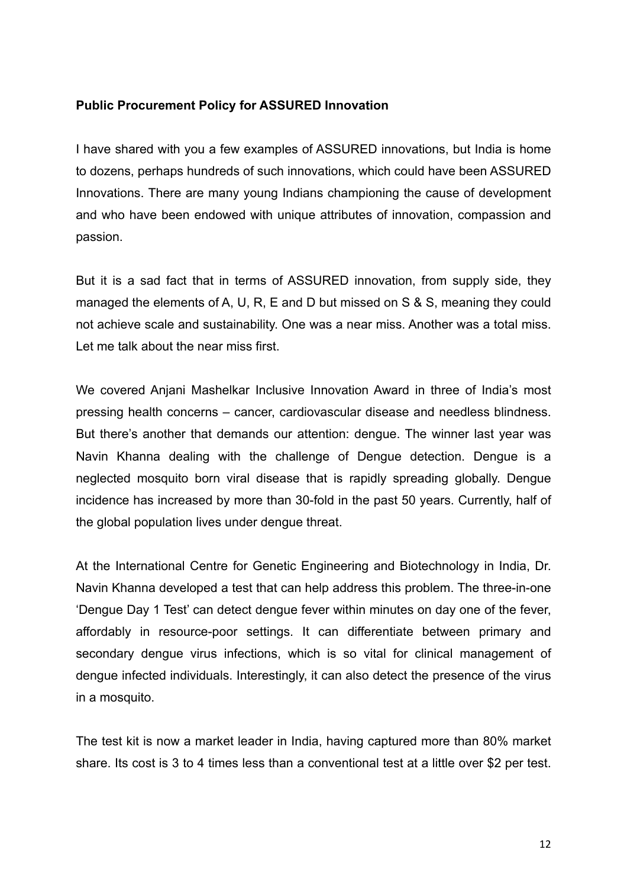**Public Procurement Policy for ASSURED Innovation**

I have shared with you a few examples of ASSURED innovations, but India is home to dozens, perhaps hundreds of such innovations, which could have been ASSURED Innovations. There are many young Indians championing the cause of development and who have been endowed with unique attributes of innovation, compassion and passion.

But it is a sad fact that in terms of ASSURED innovation, from supply side, they managed the elements of A, U, R, E and D but missed on S & S, meaning they could not achieve scale and sustainability. One was a near miss. Another was a total miss. Let me talk about the near miss first.

We covered Anjani Mashelkar Inclusive Innovation Award in three of India's most pressing health concerns – cancer, cardiovascular disease and needless blindness. But there's another that demands our attention: dengue. The winner last year was Navin Khanna dealing with the challenge of Dengue detection. Dengue is a neglected mosquito born viral disease that is rapidly spreading globally. Dengue incidence has increased by more than 30-fold in the past 50 years. Currently, half of the global population lives under dengue threat.

At the International Centre for Genetic Engineering and Biotechnology in India, Dr. Navin Khanna developed a test that can help address this problem. The three-in-one 'Dengue Day 1 Test' can detect dengue fever within minutes on day one of the fever, affordably in resource-poor settings. It can differentiate between primary and secondary dengue virus infections, which is so vital for clinical management of dengue infected individuals. Interestingly, it can also detect the presence of the virus in a mosquito.

The test kit is now a market leader in India, having captured more than 80% market share. Its cost is 3 to 4 times less than a conventional test at a little over $2 per test.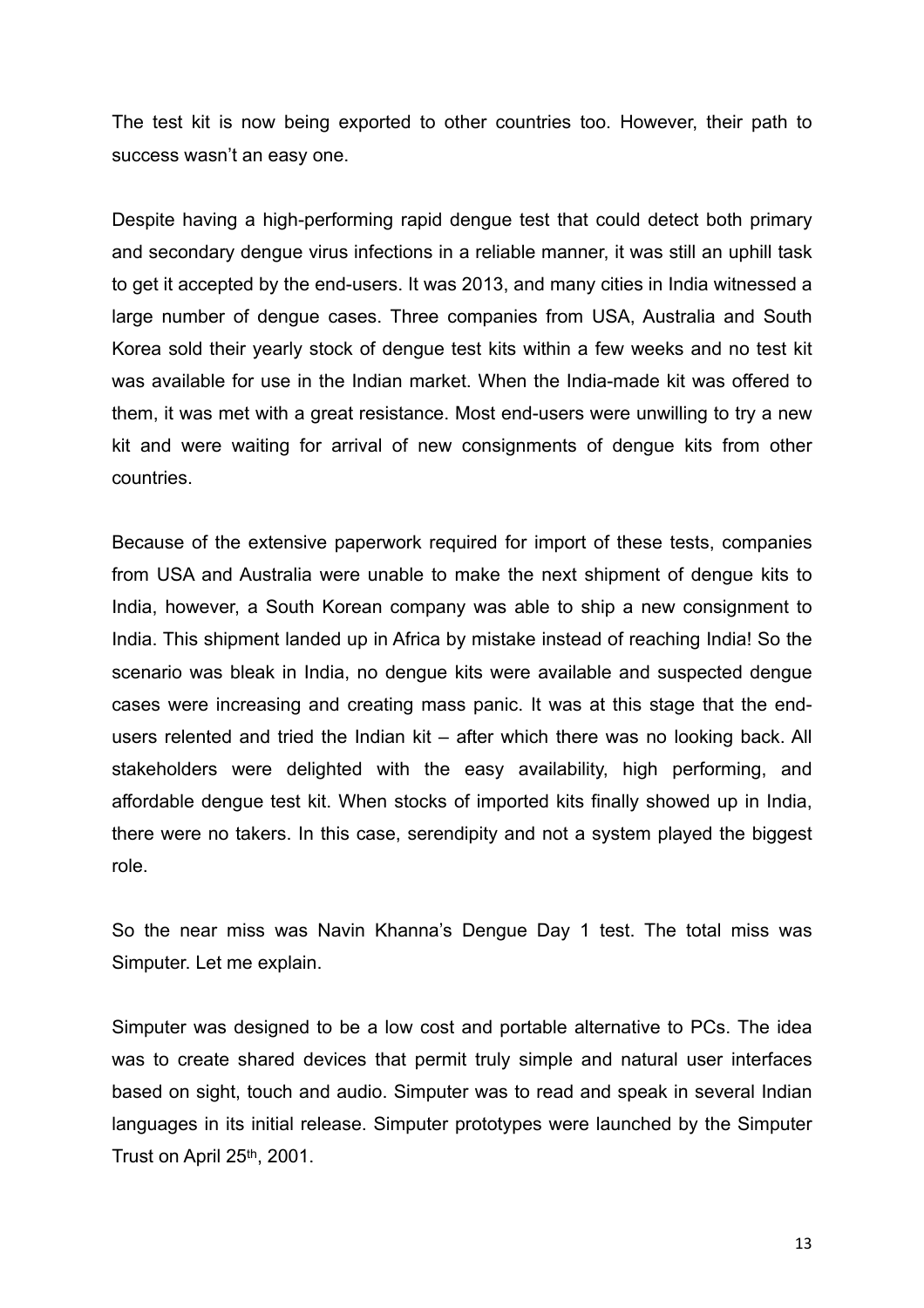The test kit is now being exported to other countries too. However, their path to success wasn't an easy one.

Despite having a high-performing rapid dengue test that could detect both primary and secondary dengue virus infections in a reliable manner, it was still an uphill task to get it accepted by the end-users. It was 2013, and many cities in India witnessed a large number of dengue cases. Three companies from USA, Australia and South Korea sold their yearly stock of dengue test kits within a few weeks and no test kit was available for use in the Indian market. When the India-made kit was offered to them, it was met with a great resistance. Most end-users were unwilling to try a new kit and were waiting for arrival of new consignments of dengue kits from other countries.

Because of the extensive paperwork required for import of these tests, companies from USA and Australia were unable to make the next shipment of dengue kits to India, however, a South Korean company was able to ship a new consignment to India. This shipment landed up in Africa by mistake instead of reaching India! So the scenario was bleak in India, no dengue kits were available and suspected dengue cases were increasing and creating mass panic. It was at this stage that the end-users relented and tried the Indian kit – after which there was no looking back. All stakeholders were delighted with the easy availability, high performing, and affordable dengue test kit. When stocks of imported kits finally showed up in India, there were no takers. In this case, serendipity and not a system played the biggest role.

So the near miss was Navin Khanna's Dengue Day 1 test. The total miss was Simputer. Let me explain.

Simputer was designed to be a low cost and portable alternative to PCs. The idea was to create shared devices that permit truly simple and natural user interfaces based on sight, touch and audio. Simputer was to read and speak in several Indian languages in its initial release. Simputer prototypes were launched by the Simputer Trust on April 25th, 2001.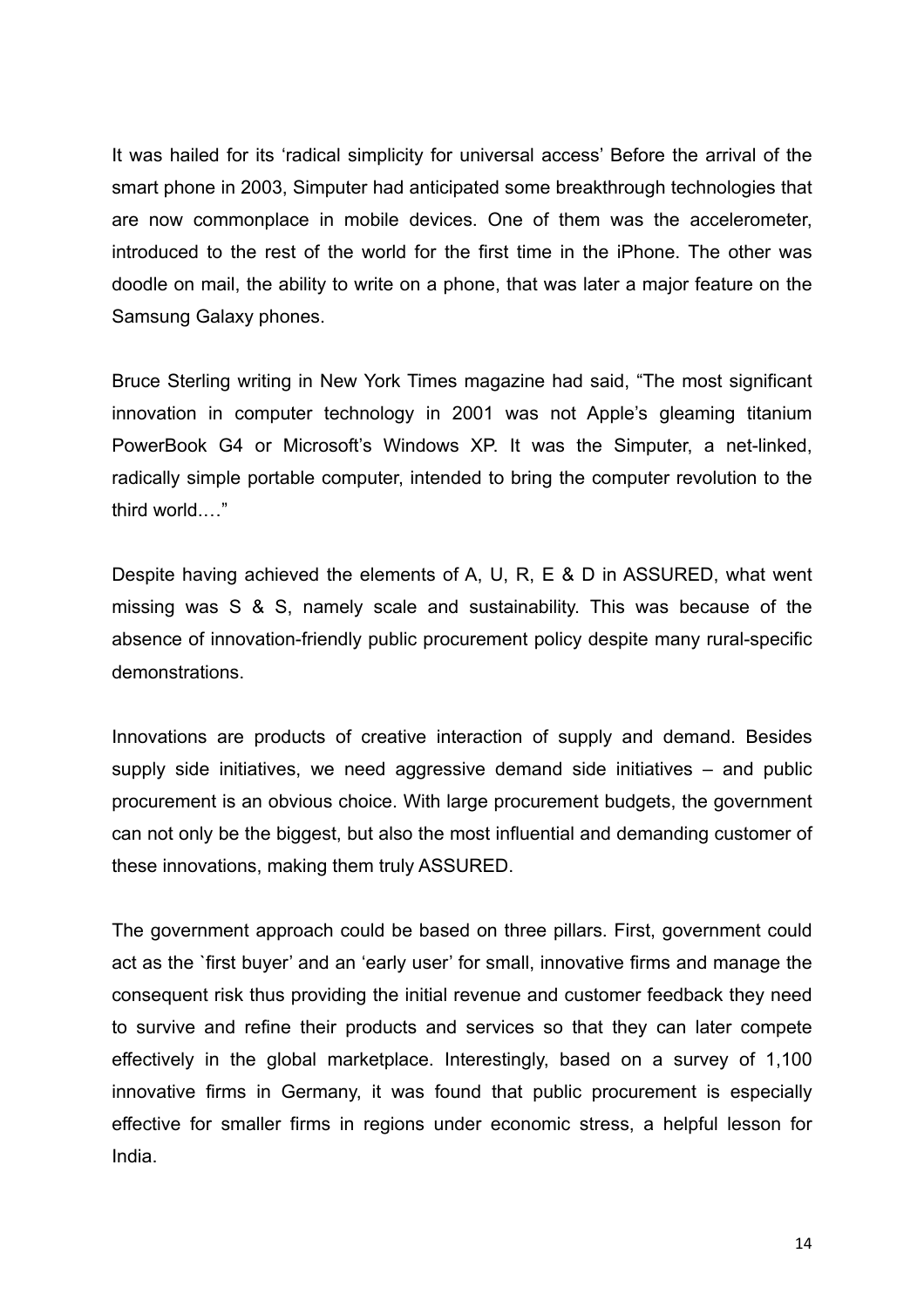It was hailed for its 'radical simplicity for universal access' Before the arrival of the smart phone in 2003, Simputer had anticipated some breakthrough technologies that are now commonplace in mobile devices. One of them was the accelerometer, introduced to the rest of the world for the first time in the iPhone. The other was doodle on mail, the ability to write on a phone, that was later a major feature on the Samsung Galaxy phones.

Bruce Sterling writing in New York Times magazine had said, "The most significant innovation in computer technology in 2001 was not Apple's gleaming titanium PowerBook G4 or Microsoft's Windows XP. It was the Simputer, a net-linked, radically simple portable computer, intended to bring the computer revolution to the third world.…"

Despite having achieved the elements of A, U, R, E & D in ASSURED, what went missing was S & S, namely scale and sustainability. This was because of the absence of innovation-friendly public procurement policy despite many rural-specific demonstrations.

Innovations are products of creative interaction of supply and demand. Besides supply side initiatives, we need aggressive demand side initiatives – and public procurement is an obvious choice. With large procurement budgets, the government can not only be the biggest, but also the most influential and demanding customer of these innovations, making them truly ASSURED.

The government approach could be based on three pillars. First, government could act as the `first buyer' and an 'early user' for small, innovative firms and manage the consequent risk thus providing the initial revenue and customer feedback they need to survive and refine their products and services so that they can later compete effectively in the global marketplace. Interestingly, based on a survey of 1,100 innovative firms in Germany, it was found that public procurement is especially effective for smaller firms in regions under economic stress, a helpful lesson for India.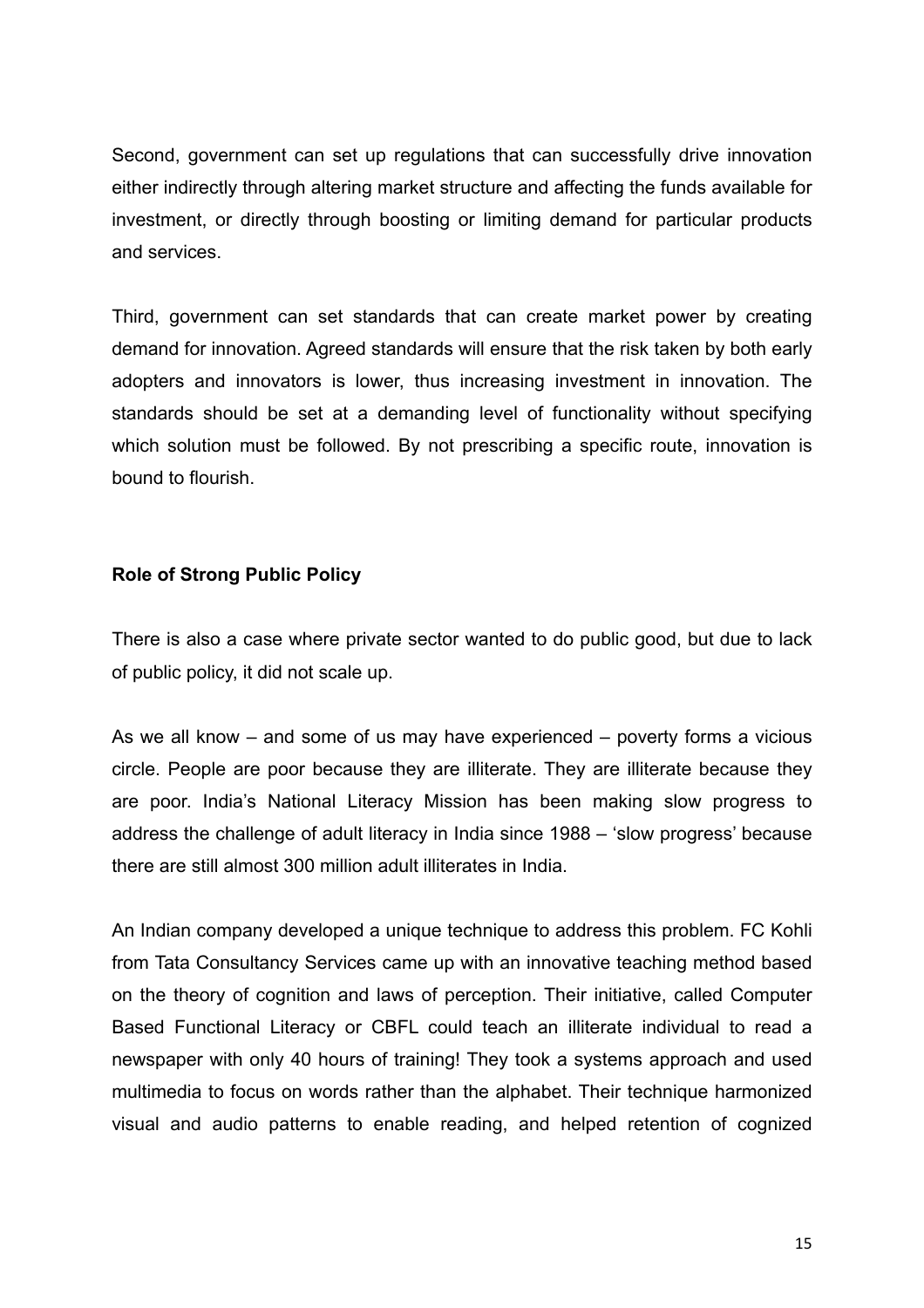Second, government can set up regulations that can successfully drive innovation either indirectly through altering market structure and affecting the funds available for investment, or directly through boosting or limiting demand for particular products and services.

Third, government can set standards that can create market power by creating demand for innovation. Agreed standards will ensure that the risk taken by both early adopters and innovators is lower, thus increasing investment in innovation. The standards should be set at a demanding level of functionality without specifying which solution must be followed. By not prescribing a specific route, innovation is bound to flourish.

**Role of Strong Public Policy**

There is also a case where private sector wanted to do public good, but due to lack of public policy, it did not scale up.

As we all know – and some of us may have experienced – poverty forms a vicious circle. People are poor because they are illiterate. They are illiterate because they are poor. India's National Literacy Mission has been making slow progress to address the challenge of adult literacy in India since 1988 – 'slow progress' because there are still almost 300 million adult illiterates in India.

An Indian company developed a unique technique to address this problem. FC Kohli from Tata Consultancy Services came up with an innovative teaching method based on the theory of cognition and laws of perception. Their initiative, called Computer Based Functional Literacy or CBFL could teach an illiterate individual to read a newspaper with only 40 hours of training! They took a systems approach and used multimedia to focus on words rather than the alphabet. Their technique harmonized visual and audio patterns to enable reading, and helped retention of cognized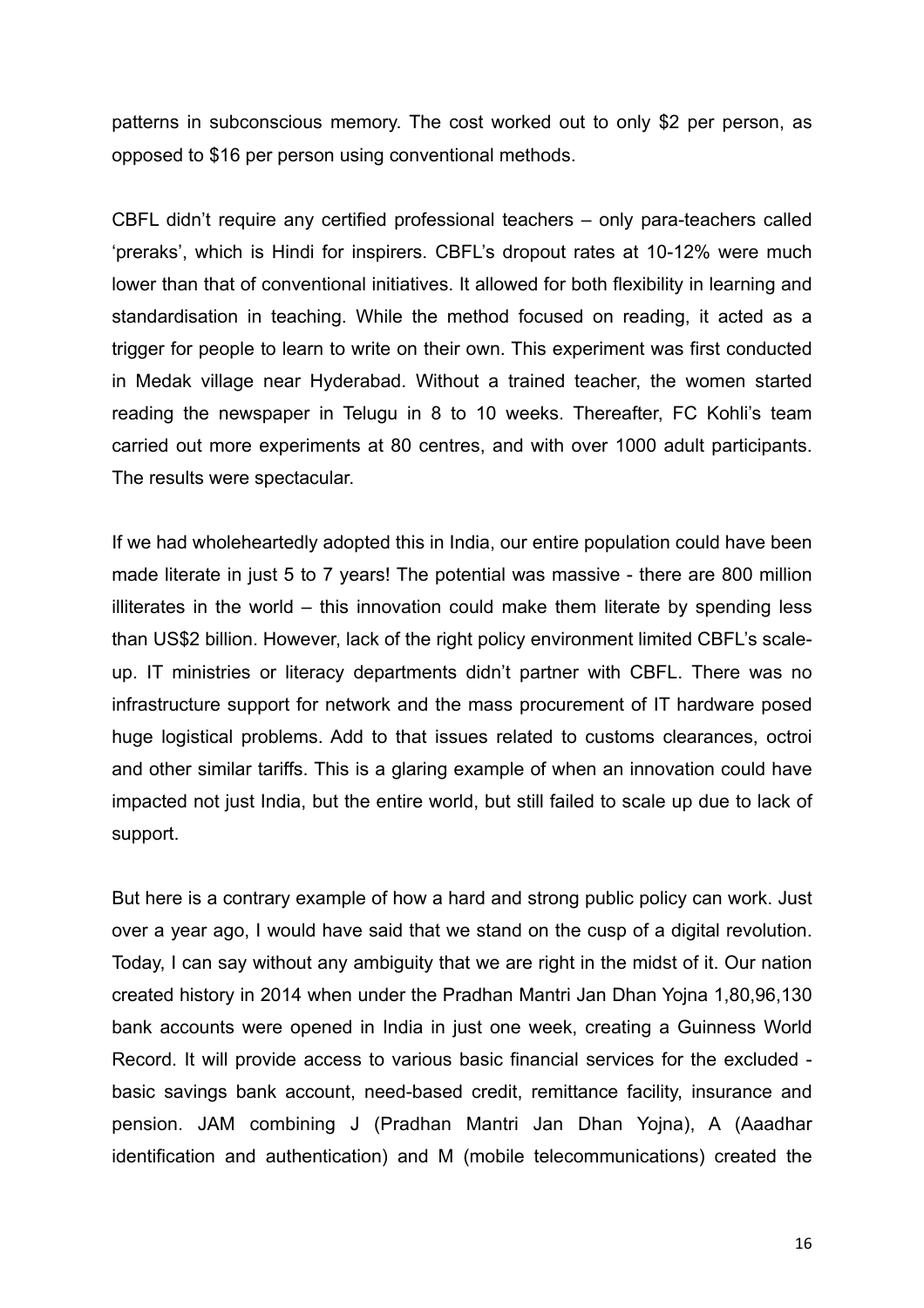patterns in subconscious memory. The cost worked out to only $2 per person, as opposed to $16 per person using conventional methods.

CBFL didn't require any certified professional teachers – only para-teachers called 'preraks', which is Hindi for inspirers. CBFL's dropout rates at 10-12% were much lower than that of conventional initiatives. It allowed for both flexibility in learning and standardisation in teaching. While the method focused on reading, it acted as a trigger for people to learn to write on their own. This experiment was first conducted in Medak village near Hyderabad. Without a trained teacher, the women started reading the newspaper in Telugu in 8 to 10 weeks. Thereafter, FC Kohli's team carried out more experiments at 80 centres, and with over 1000 adult participants. The results were spectacular.

If we had wholeheartedly adopted this in India, our entire population could have been made literate in just 5 to 7 years! The potential was massive - there are 800 million illiterates in the world – this innovation could make them literate by spending less than US$2 billion. However, lack of the right policy environment limited CBFL's scale-up. IT ministries or literacy departments didn't partner with CBFL. There was no infrastructure support for network and the mass procurement of IT hardware posed huge logistical problems. Add to that issues related to customs clearances, octroi and other similar tariffs. This is a glaring example of when an innovation could have impacted not just India, but the entire world, but still failed to scale up due to lack of support.

But here is a contrary example of how a hard and strong public policy can work. Just over a year ago, I would have said that we stand on the cusp of a digital revolution. Today, I can say without any ambiguity that we are right in the midst of it. Our nation created history in 2014 when under the Pradhan Mantri Jan Dhan Yojna 1,80,96,130 bank accounts were opened in India in just one week, creating a Guinness World Record. It will provide access to various basic financial services for the excluded - basic savings bank account, need-based credit, remittance facility, insurance and pension. JAM combining J (Pradhan Mantri Jan Dhan Yojna), A (Aaadhar identification and authentication) and M (mobile telecommunications) created the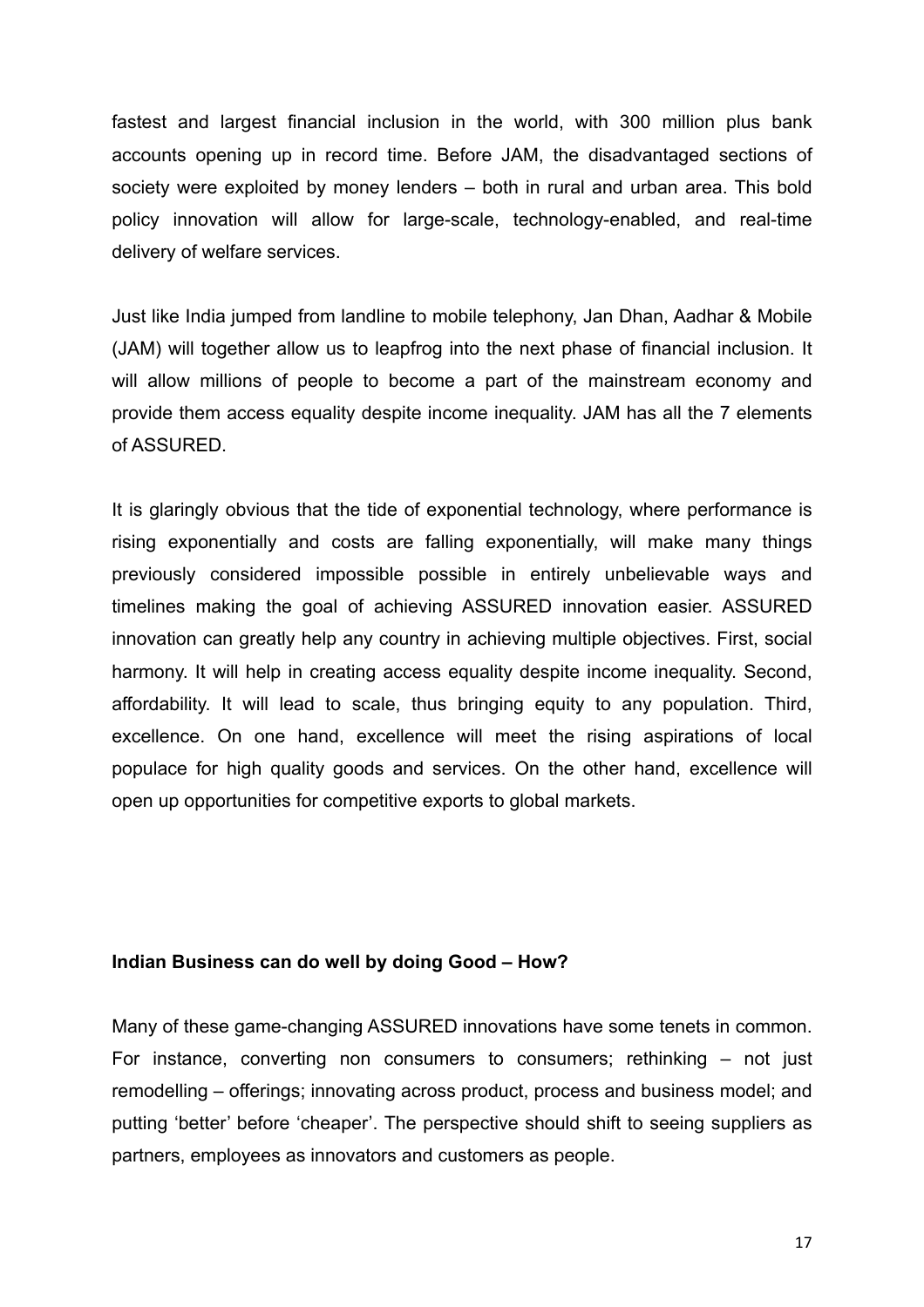fastest and largest financial inclusion in the world, with 300 million plus bank accounts opening up in record time. Before JAM, the disadvantaged sections of society were exploited by money lenders – both in rural and urban area. This bold policy innovation will allow for large-scale, technology-enabled, and real-time delivery of welfare services.

Just like India jumped from landline to mobile telephony, Jan Dhan, Aadhar & Mobile (JAM) will together allow us to leapfrog into the next phase of financial inclusion. It will allow millions of people to become a part of the mainstream economy and provide them access equality despite income inequality. JAM has all the 7 elements of ASSURED.

It is glaringly obvious that the tide of exponential technology, where performance is rising exponentially and costs are falling exponentially, will make many things previously considered impossible possible in entirely unbelievable ways and timelines making the goal of achieving ASSURED innovation easier. ASSURED innovation can greatly help any country in achieving multiple objectives. First, social harmony. It will help in creating access equality despite income inequality. Second, affordability. It will lead to scale, thus bringing equity to any population. Third, excellence. On one hand, excellence will meet the rising aspirations of local populace for high quality goods and services. On the other hand, excellence will open up opportunities for competitive exports to global markets.

**Indian Business can do well by doing Good – How?**

Many of these game-changing ASSURED innovations have some tenets in common. For instance, converting non consumers to consumers; rethinking – not just remodelling – offerings; innovating across product, process and business model; and putting 'better' before 'cheaper'. The perspective should shift to seeing suppliers as partners, employees as innovators and customers as people.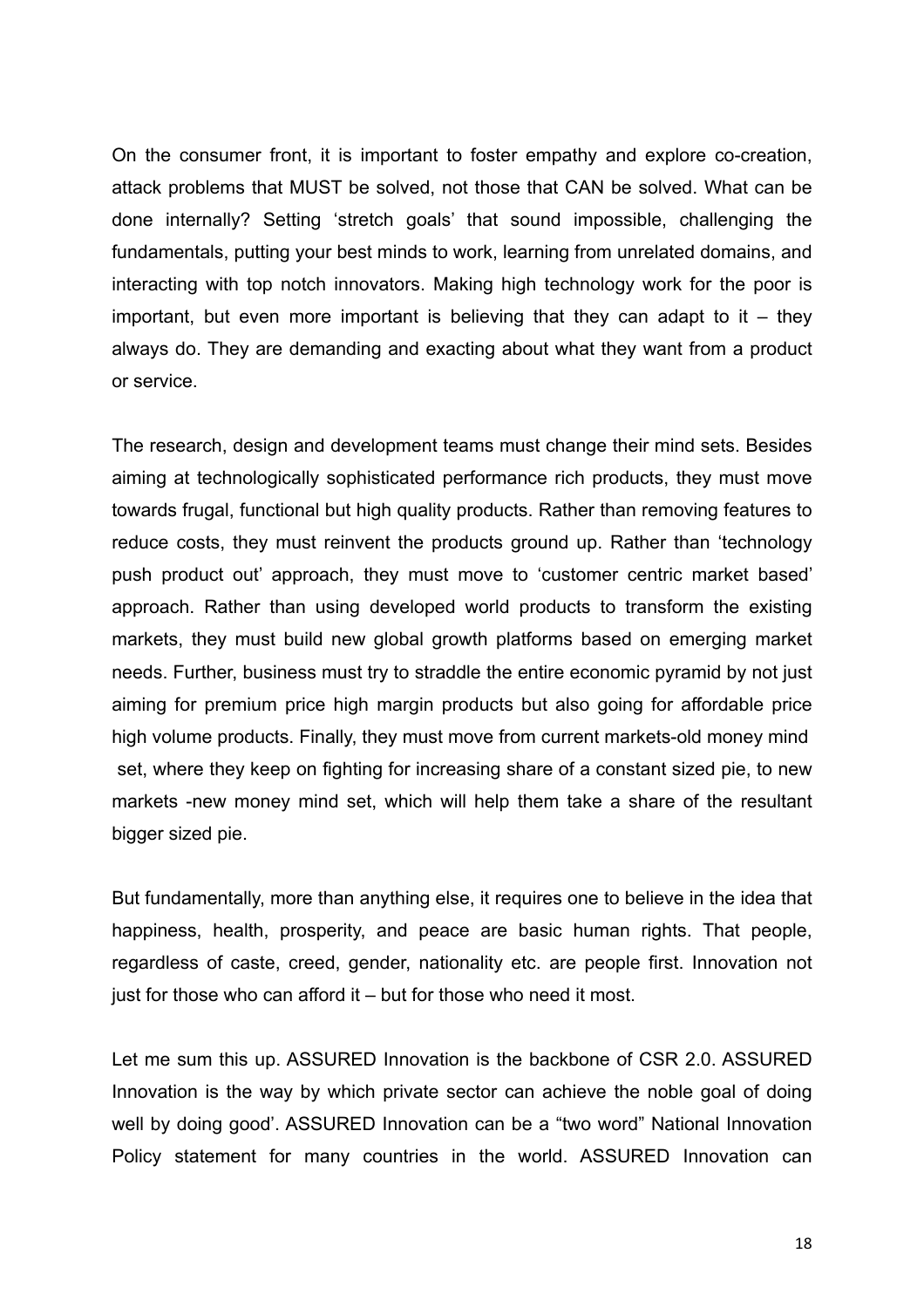On the consumer front, it is important to foster empathy and explore co-creation, attack problems that MUST be solved, not those that CAN be solved. What can be done internally? Setting 'stretch goals' that sound impossible, challenging the fundamentals, putting your best minds to work, learning from unrelated domains, and interacting with top notch innovators. Making high technology work for the poor is important, but even more important is believing that they can adapt to it – they always do. They are demanding and exacting about what they want from a product or service.

The research, design and development teams must change their mind sets. Besides aiming at technologically sophisticated performance rich products, they must move towards frugal, functional but high quality products. Rather than removing features to reduce costs, they must reinvent the products ground up. Rather than 'technology push product out' approach, they must move to 'customer centric market based' approach. Rather than using developed world products to transform the existing markets, they must build new global growth platforms based on emerging market needs. Further, business must try to straddle the entire economic pyramid by not just aiming for premium price high margin products but also going for affordable price high volume products. Finally, they must move from current markets-old money mind set, where they keep on fighting for increasing share of a constant sized pie, to new markets -new money mind set, which will help them take a share of the resultant bigger sized pie.

But fundamentally, more than anything else, it requires one to believe in the idea that happiness, health, prosperity, and peace are basic human rights. That people, regardless of caste, creed, gender, nationality etc. are people first. Innovation not just for those who can afford it – but for those who need it most.

Let me sum this up. ASSURED Innovation is the backbone of CSR 2.0. ASSURED Innovation is the way by which private sector can achieve the noble goal of doing well by doing good'. ASSURED Innovation can be a "two word" National Innovation Policy statement for many countries in the world. ASSURED Innovation can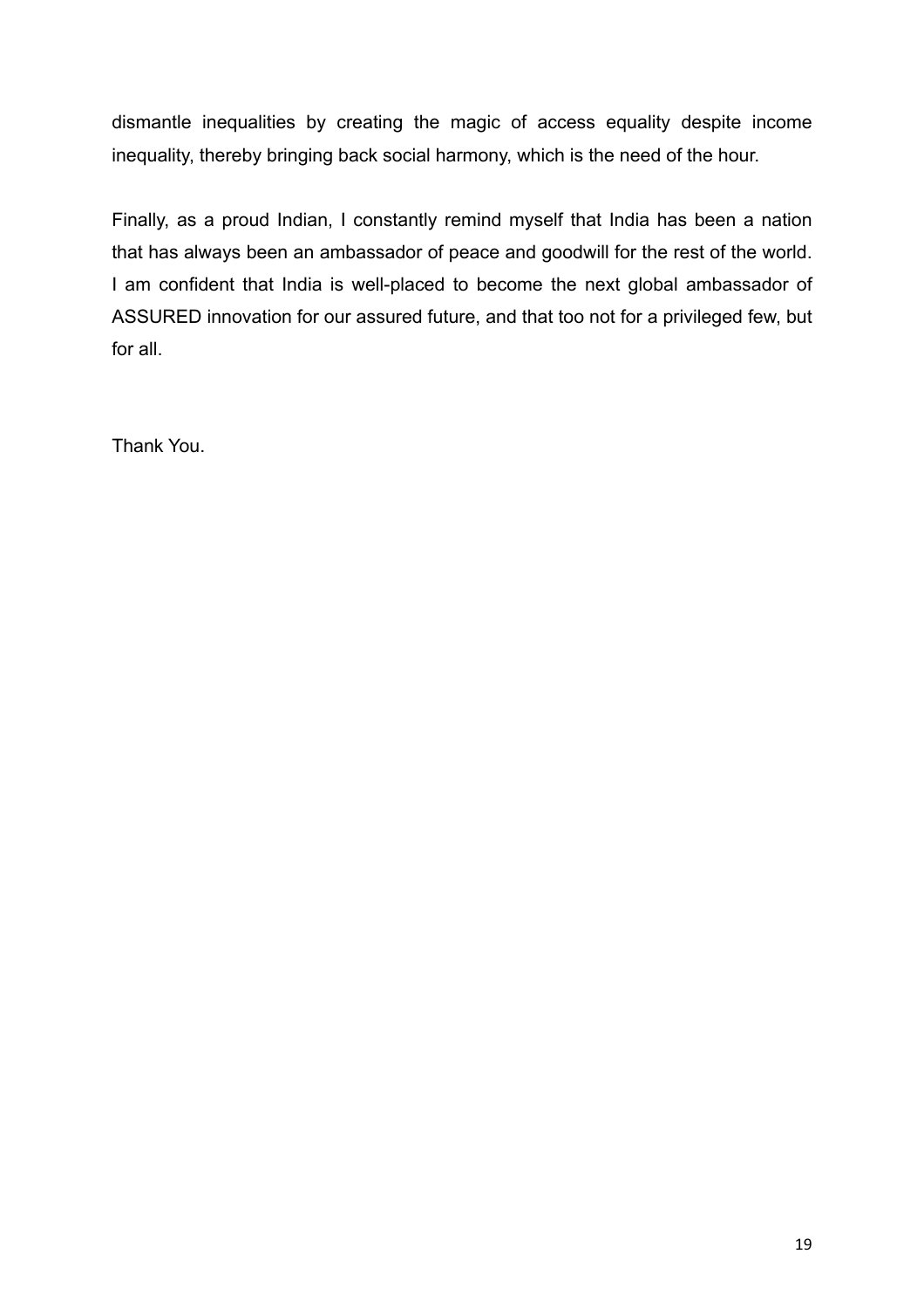dismantle inequalities by creating the magic of access equality despite income inequality, thereby bringing back social harmony, which is the need of the hour.

Finally, as a proud Indian, I constantly remind myself that India has been a nation that has always been an ambassador of peace and goodwill for the rest of the world. I am confident that India is well-placed to become the next global ambassador of ASSURED innovation for our assured future, and that too not for a privileged few, but for all.

Thank You.